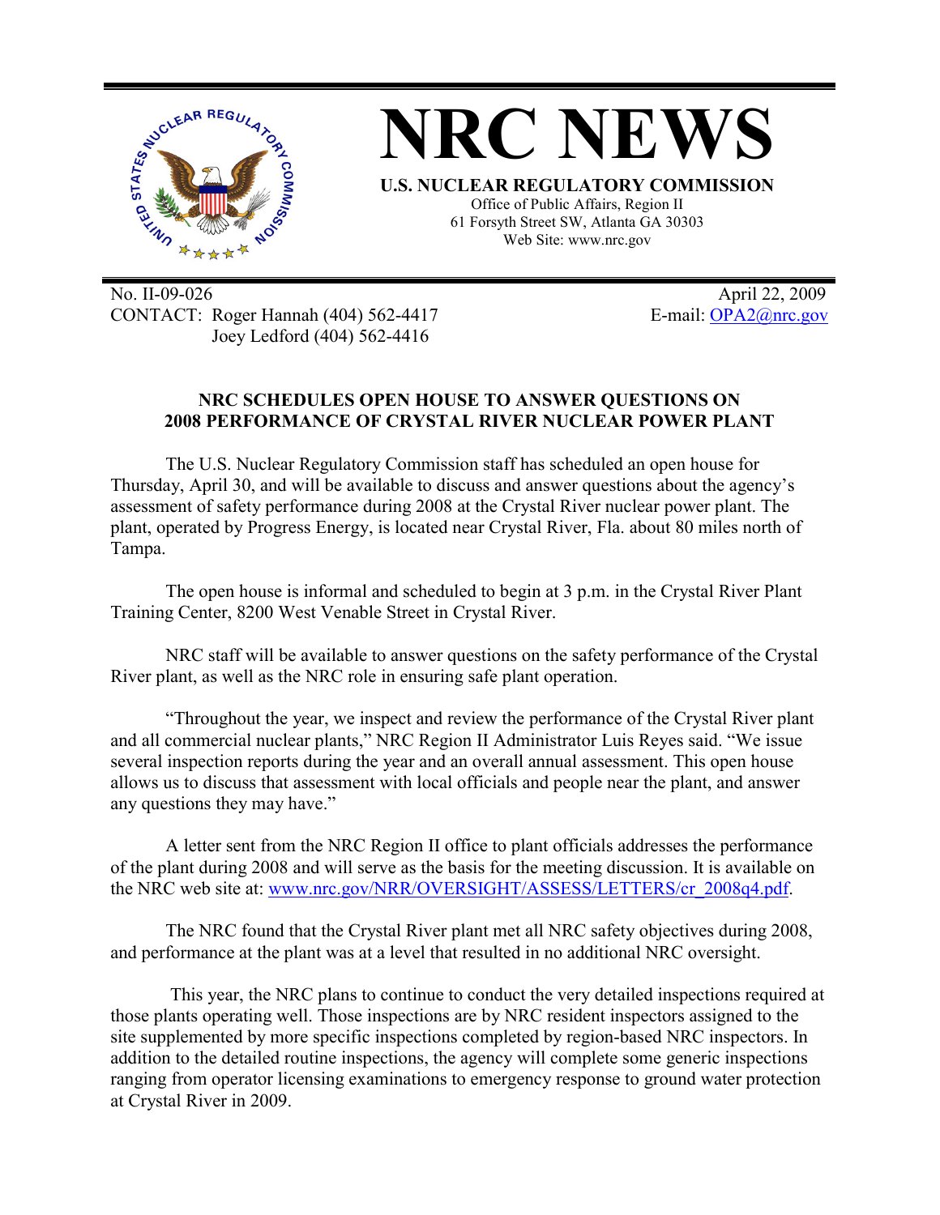# NRC NEWS

**U.S. NUCLEAR REGULATORY COMMISSION**

Office of Public Affairs, Region II
61 Forsyth Street SW, Atlanta GA 30303
Web Site: www.nrc.gov

No. II-09-026
CONTACT: Roger Hannah (404) 562-4417
Joey Ledford (404) 562-4416

April 22, 2009
E-mail: OPA2@nrc.gov

## NRC SCHEDULES OPEN HOUSE TO ANSWER QUESTIONS ON 2008 PERFORMANCE OF CRYSTAL RIVER NUCLEAR POWER PLANT

The U.S. Nuclear Regulatory Commission staff has scheduled an open house for Thursday, April 30, and will be available to discuss and answer questions about the agency's assessment of safety performance during 2008 at the Crystal River nuclear power plant. The plant, operated by Progress Energy, is located near Crystal River, Fla. about 80 miles north of Tampa.

The open house is informal and scheduled to begin at 3 p.m. in the Crystal River Plant Training Center, 8200 West Venable Street in Crystal River.

NRC staff will be available to answer questions on the safety performance of the Crystal River plant, as well as the NRC role in ensuring safe plant operation.

"Throughout the year, we inspect and review the performance of the Crystal River plant and all commercial nuclear plants," NRC Region II Administrator Luis Reyes said. "We issue several inspection reports during the year and an overall annual assessment. This open house allows us to discuss that assessment with local officials and people near the plant, and answer any questions they may have."

A letter sent from the NRC Region II office to plant officials addresses the performance of the plant during 2008 and will serve as the basis for the meeting discussion. It is available on the NRC web site at: www.nrc.gov/NRR/OVERSIGHT/ASSESS/LETTERS/cr_2008q4.pdf.

The NRC found that the Crystal River plant met all NRC safety objectives during 2008, and performance at the plant was at a level that resulted in no additional NRC oversight.

This year, the NRC plans to continue to conduct the very detailed inspections required at those plants operating well. Those inspections are by NRC resident inspectors assigned to the site supplemented by more specific inspections completed by region-based NRC inspectors. In addition to the detailed routine inspections, the agency will complete some generic inspections ranging from operator licensing examinations to emergency response to ground water protection at Crystal River in 2009.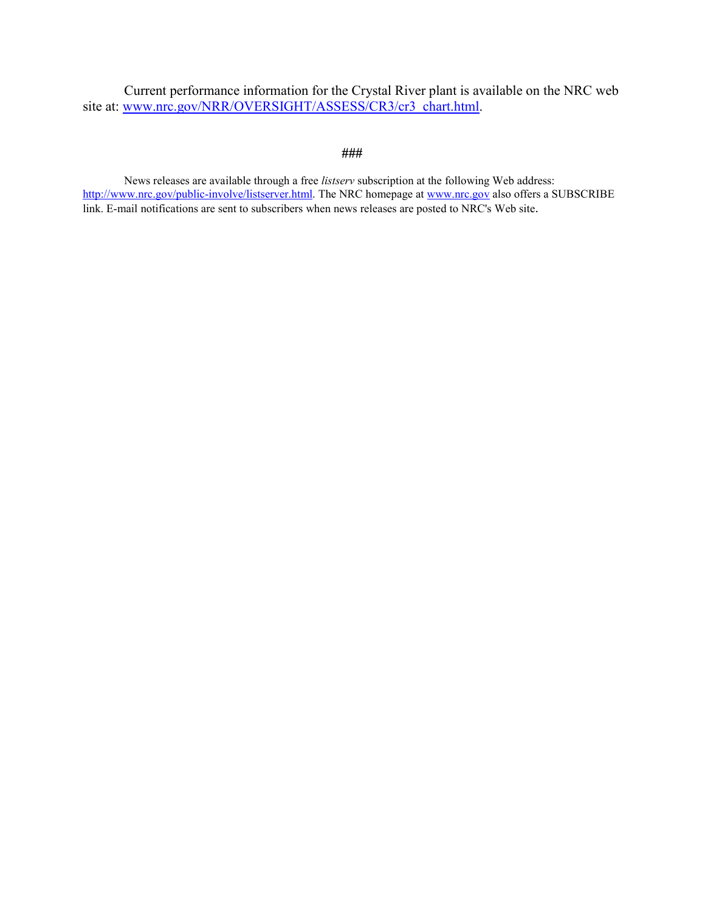Current performance information for the Crystal River plant is available on the NRC web site at: www.nrc.gov/NRR/OVERSIGHT/ASSESS/CR3/cr3_chart.html.

###

News releases are available through a free *listserv* subscription at the following Web address: http://www.nrc.gov/public-involve/listserver.html. The NRC homepage at www.nrc.gov also offers a SUBSCRIBE link. E-mail notifications are sent to subscribers when news releases are posted to NRC's Web site.